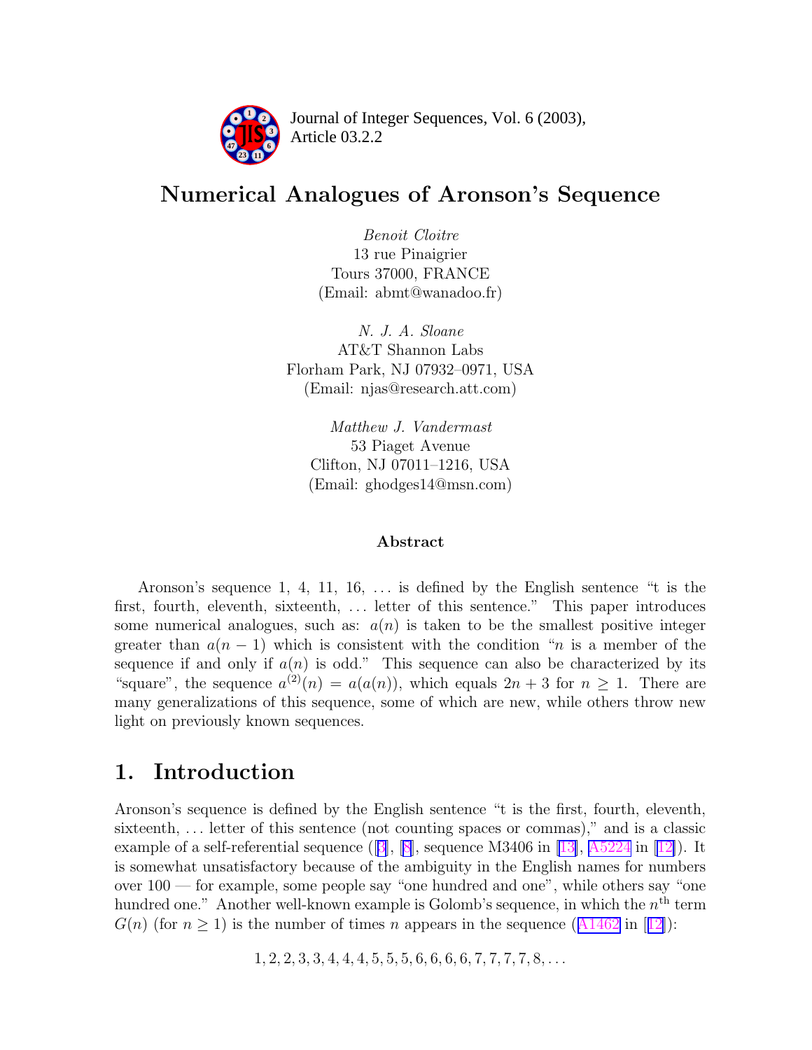Journal of Integer Sequences, Vol. 6 (2003), Article 03.2.2

# Numerical Analogues of Aronson's Sequence

*Benoit Cloitre*
13 rue Pinaigrier
Tours 37000, FRANCE
(Email: abmt@wanadoo.fr)

*N. J. A. Sloane*
AT&T Shannon Labs
Florham Park, NJ 07932–0971, USA
(Email: njas@research.att.com)

*Matthew J. Vandermast*
53 Piaget Avenue
Clifton, NJ 07011–1216, USA
(Email: ghodges14@msn.com)

### Abstract

Aronson's sequence 1, 4, 11, 16, ... is defined by the English sentence "t is the first, fourth, eleventh, sixteenth, ... letter of this sentence." This paper introduces some numerical analogues, such as: $a(n)$ is taken to be the smallest positive integer greater than $a(n-1)$ which is consistent with the condition "$n$ is a member of the sequence if and only if $a(n)$ is odd." This sequence can also be characterized by its "square", the sequence $a^{(2)}(n) = a(a(n))$, which equals $2n+3$ for $n \geq 1$. There are many generalizations of this sequence, some of which are new, while others throw new light on previously known sequences.

## 1. Introduction

Aronson's sequence is defined by the English sentence "t is the first, fourth, eleventh, sixteenth, ... letter of this sentence (not counting spaces or commas)," and is a classic example of a self-referential sequence ([3], [8], sequence M3406 in [13], A5224 in [12]). It is somewhat unsatisfactory because of the ambiguity in the English names for numbers over 100 — for example, some people say "one hundred and one", while others say "one hundred one." Another well-known example is Golomb's sequence, in which the $n^{\text{th}}$ term $G(n)$ (for $n \geq 1$) is the number of times $n$ appears in the sequence (A1462 in [12]):

$$1, 2, 2, 3, 3, 4, 4, 4, 5, 5, 5, 6, 6, 6, 6, 7, 7, 7, 7, 8, \ldots$$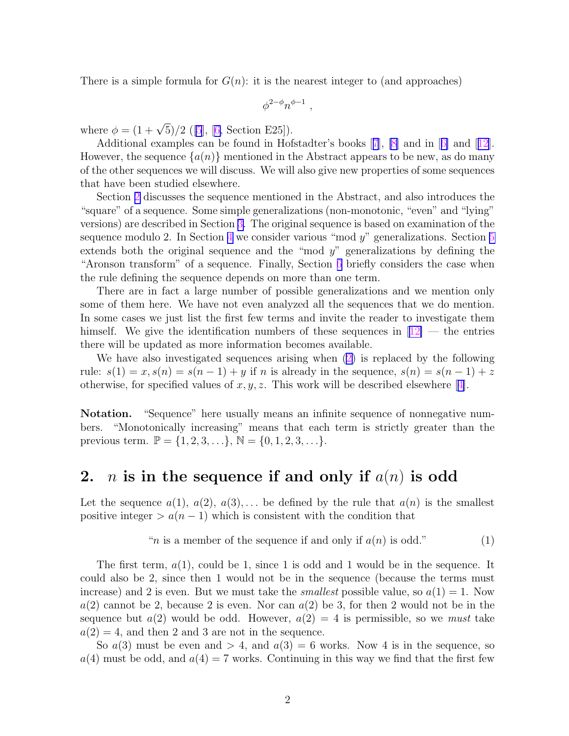There is a simple formula for $G(n)$: it is the nearest integer to (and approaches)

$$\phi^{2-\phi} n^{\phi-1} ,$$

where $\phi = (1+\sqrt{5})/2$ ([5], [6, Section E25]).

Additional examples can be found in Hofstadter's books [7], [8] and in [6] and [12]. However, the sequence $\{a(n)\}$ mentioned in the Abstract appears to be new, as do many of the other sequences we will discuss. We will also give new properties of some sequences that have been studied elsewhere.

Section 2 discusses the sequence mentioned in the Abstract, and also introduces the "square" of a sequence. Some simple generalizations (non-monotonic, "even" and "lying" versions) are described in Section 3. The original sequence is based on examination of the sequence modulo 2. In Section 4 we consider various "mod $y$" generalizations. Section 5 extends both the original sequence and the "mod $y$" generalizations by defining the "Aronson transform" of a sequence. Finally, Section 6 briefly considers the case when the rule defining the sequence depends on more than one term.

There are in fact a large number of possible generalizations and we mention only some of them here. We have not even analyzed all the sequences that we do mention. In some cases we just list the first few terms and invite the reader to investigate them himself. We give the identification numbers of these sequences in [12] — the entries there will be updated as more information becomes available.

We have also investigated sequences arising when (2) is replaced by the following rule: $s(1) = x, s(n) = s(n-1) + y$ if $n$ is already in the sequence, $s(n) = s(n-1) + z$ otherwise, for specified values of $x, y, z$. This work will be described elsewhere [4].

**Notation.** "Sequence" here usually means an infinite sequence of nonnegative numbers. "Monotonically increasing" means that each term is strictly greater than the previous term. $\mathbb{P} = \{1, 2, 3, \ldots\}$, $\mathbb{N} = \{0, 1, 2, 3, \ldots\}$.

## 2. $n$ is in the sequence if and only if $a(n)$ is odd

Let the sequence $a(1), a(2), a(3), \ldots$ be defined by the rule that $a(n)$ is the smallest positive integer $> a(n-1)$ which is consistent with the condition that

$$\text{“}n \text{ is a member of the sequence if and only if } a(n) \text{ is odd.”} \tag{1}$$

The first term, $a(1)$, could be 1, since 1 is odd and 1 would be in the sequence. It could also be 2, since then 1 would not be in the sequence (because the terms must increase) and 2 is even. But we must take the *smallest* possible value, so $a(1) = 1$. Now $a(2)$ cannot be 2, because 2 is even. Nor can $a(2)$ be 3, for then 2 would not be in the sequence but $a(2)$ would be odd. However, $a(2) = 4$ is permissible, so we *must* take $a(2) = 4$, and then 2 and 3 are not in the sequence.

So $a(3)$ must be even and $> 4$, and $a(3) = 6$ works. Now 4 is in the sequence, so $a(4)$ must be odd, and $a(4) = 7$ works. Continuing in this way we find that the first few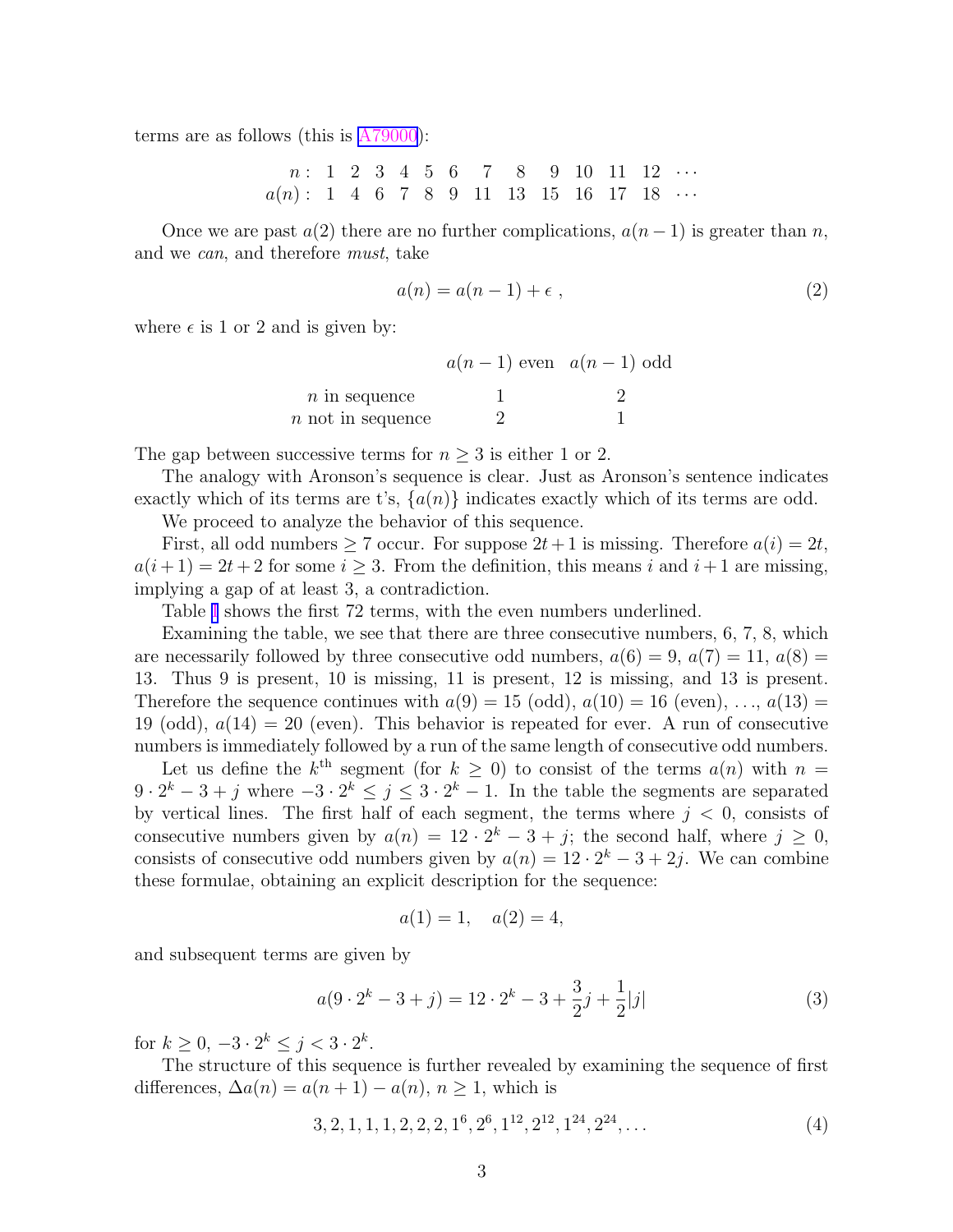terms are as follows (this is A79000):

| | | | | | | | | | | | | | |
|---|---|---|---|---|---|---|---|---|---|---|---|---|---|
| $n$ : | 1 | 2 | 3 | 4 | 5 | 6 | 7 | 8 | 9 | 10 | 11 | 12 | $\cdots$ |
| $a(n)$ : | 1 | 4 | 6 | 7 | 8 | 9 | 11 | 13 | 15 | 16 | 17 | 18 | $\cdots$ |

Once we are past $a(2)$ there are no further complications, $a(n-1)$ is greater than $n$, and we *can*, and therefore *must*, take

$$a(n) = a(n-1) + \epsilon \ , \tag{2}$$

where $\epsilon$ is 1 or 2 and is given by:

| | $a(n-1)$ even | $a(n-1)$ odd |
|---|---|---|
| $n$ in sequence | 1 | 2 |
| $n$ not in sequence | 2 | 1 |

The gap between successive terms for $n \geq 3$ is either 1 or 2.

The analogy with Aronson's sequence is clear. Just as Aronson's sentence indicates exactly which of its terms are t's, $\{a(n)\}$ indicates exactly which of its terms are odd.

We proceed to analyze the behavior of this sequence.

First, all odd numbers $\geq 7$ occur. For suppose $2t+1$ is missing. Therefore $a(i) = 2t$, $a(i+1) = 2t+2$ for some $i \geq 3$. From the definition, this means $i$ and $i+1$ are missing, implying a gap of at least 3, a contradiction.

Table 1 shows the first 72 terms, with the even numbers underlined.

Examining the table, we see that there are three consecutive numbers, 6, 7, 8, which are necessarily followed by three consecutive odd numbers, $a(6) = 9$, $a(7) = 11$, $a(8) = 13$. Thus 9 is present, 10 is missing, 11 is present, 12 is missing, and 13 is present. Therefore the sequence continues with $a(9) = 15$ (odd), $a(10) = 16$ (even), ..., $a(13) = 19$ (odd), $a(14) = 20$ (even). This behavior is repeated for ever. A run of consecutive numbers is immediately followed by a run of the same length of consecutive odd numbers.

Let us define the $k^{\text{th}}$ segment (for $k \geq 0$) to consist of the terms $a(n)$ with $n = 9 \cdot 2^k - 3 + j$ where $-3 \cdot 2^k \leq j \leq 3 \cdot 2^k - 1$. In the table the segments are separated by vertical lines. The first half of each segment, the terms where $j < 0$, consists of consecutive numbers given by $a(n) = 12 \cdot 2^k - 3 + j$; the second half, where $j \geq 0$, consists of consecutive odd numbers given by $a(n) = 12 \cdot 2^k - 3 + 2j$. We can combine these formulae, obtaining an explicit description for the sequence:

$$a(1) = 1, \quad a(2) = 4,$$

and subsequent terms are given by

$$a(9 \cdot 2^k - 3 + j) = 12 \cdot 2^k - 3 + \frac{3}{2}j + \frac{1}{2}|j| \tag{3}$$

for $k \geq 0$, $-3 \cdot 2^k \leq j < 3 \cdot 2^k$.

The structure of this sequence is further revealed by examining the sequence of first differences, $\Delta a(n) = a(n+1) - a(n)$, $n \geq 1$, which is

$$3, 2, 1, 1, 1, 2, 2, 2, 1^6, 2^6, 1^{12}, 2^{12}, 1^{24}, 2^{24}, \ldots \tag{4}$$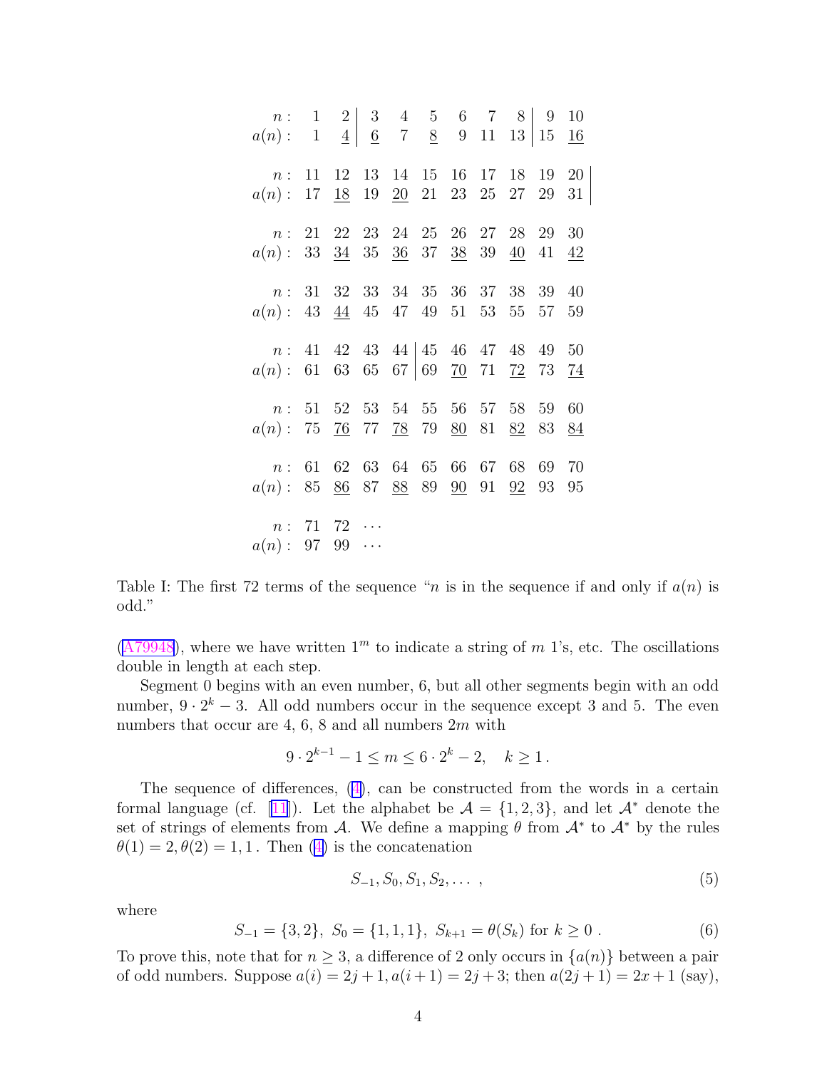| $n$: | 1 | 2 | 3 | 4 | 5 | 6 | 7 | 8 | 9 | 10 |
|---|---|---|---|---|---|---|---|---|---|---|
| $a(n)$: | 1 | <u>4</u> | <u>6</u> | 7 | <u>8</u> | 9 | 11 | 13 | 15 | <u>16</u> |
| $n$: | 11 | 12 | 13 | 14 | 15 | 16 | 17 | 18 | 19 | 20 |
| $a(n)$: | 17 | <u>18</u> | 19 | <u>20</u> | 21 | 23 | 25 | 27 | 29 | 31 |
| $n$: | 21 | 22 | 23 | 24 | 25 | 26 | 27 | 28 | 29 | 30 |
| $a(n)$: | 33 | <u>34</u> | 35 | <u>36</u> | 37 | <u>38</u> | 39 | <u>40</u> | 41 | <u>42</u> |
| $n$: | 31 | 32 | 33 | 34 | 35 | 36 | 37 | 38 | 39 | 40 |
| $a(n)$: | 43 | <u>44</u> | 45 | 47 | 49 | 51 | 53 | 55 | 57 | 59 |
| $n$: | 41 | 42 | 43 | 44 | 45 | 46 | 47 | 48 | 49 | 50 |
| $a(n)$: | 61 | 63 | 65 | 67 | 69 | <u>70</u> | 71 | <u>72</u> | 73 | <u>74</u> |
| $n$: | 51 | 52 | 53 | 54 | 55 | 56 | 57 | 58 | 59 | 60 |
| $a(n)$: | 75 | <u>76</u> | 77 | <u>78</u> | 79 | <u>80</u> | 81 | <u>82</u> | 83 | <u>84</u> |
| $n$: | 61 | 62 | 63 | 64 | 65 | 66 | 67 | 68 | 69 | 70 |
| $a(n)$: | 85 | <u>86</u> | 87 | <u>88</u> | 89 | <u>90</u> | 91 | <u>92</u> | 93 | 95 |
| $n$: | 71 | 72 | $\cdots$ | | | | | | | |
| $a(n)$: | 97 | 99 | $\cdots$ | | | | | | | |

Table I: The first 72 terms of the sequence "$n$ is in the sequence if and only if $a(n)$ is odd."

(A79948), where we have written $1^m$ to indicate a string of $m$ 1's, etc. The oscillations double in length at each step.

Segment 0 begins with an even number, 6, but all other segments begin with an odd number, $9 \cdot 2^k - 3$. All odd numbers occur in the sequence except 3 and 5. The even numbers that occur are 4, 6, 8 and all numbers $2m$ with

$$9 \cdot 2^{k-1} - 1 \le m \le 6 \cdot 2^k - 2, \quad k \ge 1 .$$

The sequence of differences, (4), can be constructed from the words in a certain formal language (cf. [11]). Let the alphabet be $\mathcal{A} = \{1, 2, 3\}$, and let $\mathcal{A}^*$ denote the set of strings of elements from $\mathcal{A}$. We define a mapping $\theta$ from $\mathcal{A}^*$ to $\mathcal{A}^*$ by the rules $\theta(1) = 2, \theta(2) = 1, 1$. Then (4) is the concatenation

$$S_{-1}, S_0, S_1, S_2, \dots \ , \tag{5}$$

where

$$S_{-1} = \{3, 2\},\ S_0 = \{1, 1, 1\},\ S_{k+1} = \theta(S_k) \text{ for } k \ge 0 \ . \tag{6}$$

To prove this, note that for $n \ge 3$, a difference of 2 only occurs in $\{a(n)\}$ between a pair of odd numbers. Suppose $a(i) = 2j + 1, a(i + 1) = 2j + 3$; then $a(2j + 1) = 2x + 1$ (say),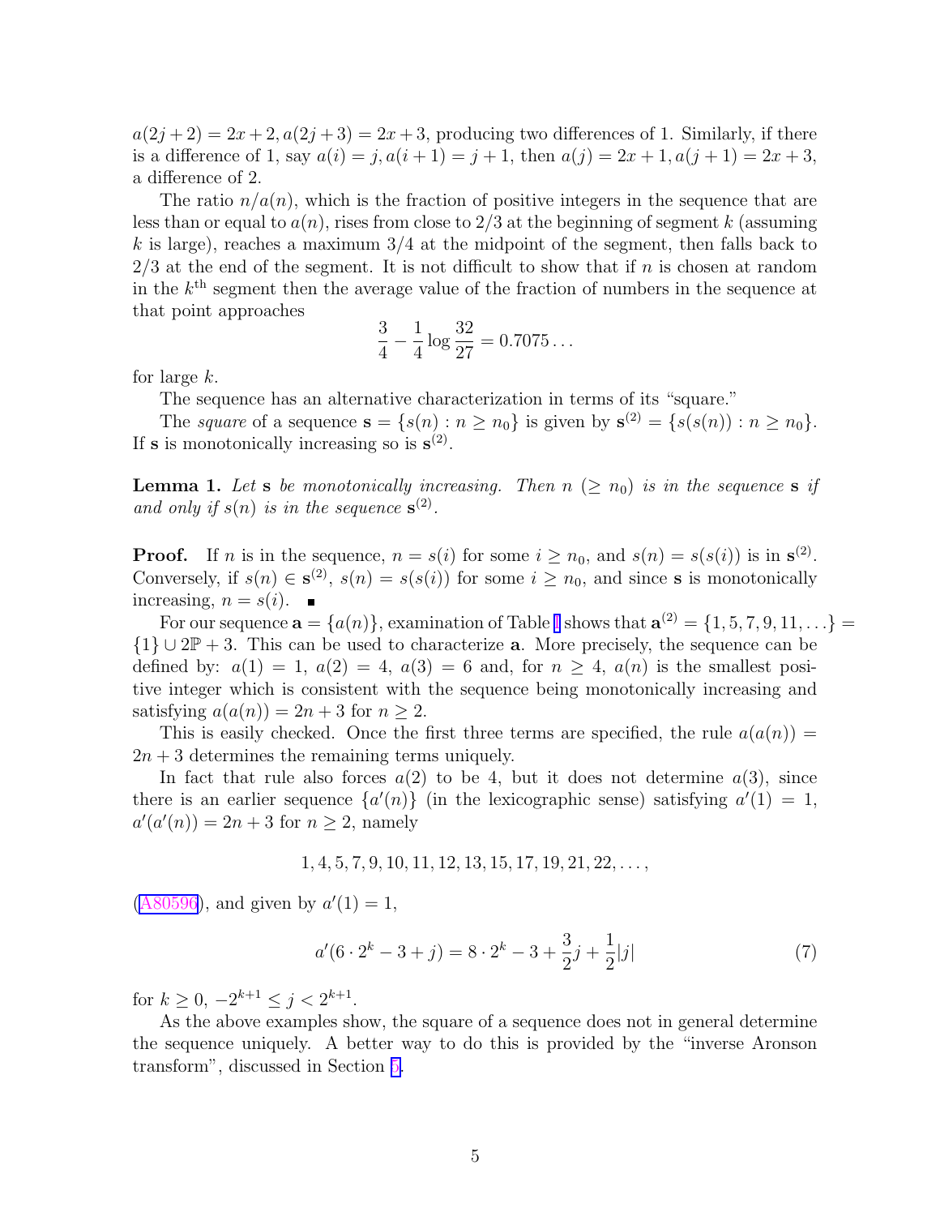$a(2j+2) = 2x+2, a(2j+3) = 2x+3$, producing two differences of 1. Similarly, if there is a difference of 1, say $a(i) = j, a(i+1) = j+1$, then $a(j) = 2x+1, a(j+1) = 2x+3$, a difference of 2.

The ratio $n/a(n)$, which is the fraction of positive integers in the sequence that are less than or equal to $a(n)$, rises from close to $2/3$ at the beginning of segment $k$ (assuming $k$ is large), reaches a maximum $3/4$ at the midpoint of the segment, then falls back to $2/3$ at the end of the segment. It is not difficult to show that if $n$ is chosen at random in the $k^{\text{th}}$ segment then the average value of the fraction of numbers in the sequence at that point approaches

$$\frac{3}{4} - \frac{1}{4}\log\frac{32}{27} = 0.7075\ldots$$

for large $k$.

The sequence has an alternative characterization in terms of its "square."

The *square* of a sequence $\mathbf{s} = \{s(n) : n \ge n_0\}$ is given by $\mathbf{s}^{(2)} = \{s(s(n)) : n \ge n_0\}$. If $\mathbf{s}$ is monotonically increasing so is $\mathbf{s}^{(2)}$.

**Lemma 1.** *Let* $\mathbf{s}$ *be monotonically increasing. Then* $n$ $(\ge n_0)$ *is in the sequence* $\mathbf{s}$ *if and only if* $s(n)$ *is in the sequence* $\mathbf{s}^{(2)}$.

**Proof.** If $n$ is in the sequence, $n = s(i)$ for some $i \ge n_0$, and $s(n) = s(s(i))$ is in $\mathbf{s}^{(2)}$. Conversely, if $s(n) \in \mathbf{s}^{(2)}$, $s(n) = s(s(i))$ for some $i \ge n_0$, and since $\mathbf{s}$ is monotonically increasing, $n = s(i)$. ∎

For our sequence $\mathbf{a} = \{a(n)\}$, examination of Table 1 shows that $\mathbf{a}^{(2)} = \{1, 5, 7, 9, 11, \ldots\} = \{1\} \cup 2\mathbb{P} + 3$. This can be used to characterize $\mathbf{a}$. More precisely, the sequence can be defined by: $a(1) = 1$, $a(2) = 4$, $a(3) = 6$ and, for $n \ge 4$, $a(n)$ is the smallest positive integer which is consistent with the sequence being monotonically increasing and satisfying $a(a(n)) = 2n + 3$ for $n \ge 2$.

This is easily checked. Once the first three terms are specified, the rule $a(a(n)) = 2n + 3$ determines the remaining terms uniquely.

In fact that rule also forces $a(2)$ to be 4, but it does not determine $a(3)$, since there is an earlier sequence $\{a'(n)\}$ (in the lexicographic sense) satisfying $a'(1) = 1$, $a'(a'(n)) = 2n + 3$ for $n \ge 2$, namely

$$1, 4, 5, 7, 9, 10, 11, 12, 13, 15, 17, 19, 21, 22, \ldots,$$

(A80596), and given by $a'(1) = 1$,

$$a'(6 \cdot 2^k - 3 + j) = 8 \cdot 2^k - 3 + \frac{3}{2}j + \frac{1}{2}|j| \tag{7}$$

for $k \ge 0$, $-2^{k+1} \le j < 2^{k+1}$.

As the above examples show, the square of a sequence does not in general determine the sequence uniquely. A better way to do this is provided by the "inverse Aronson transform", discussed in Section 5.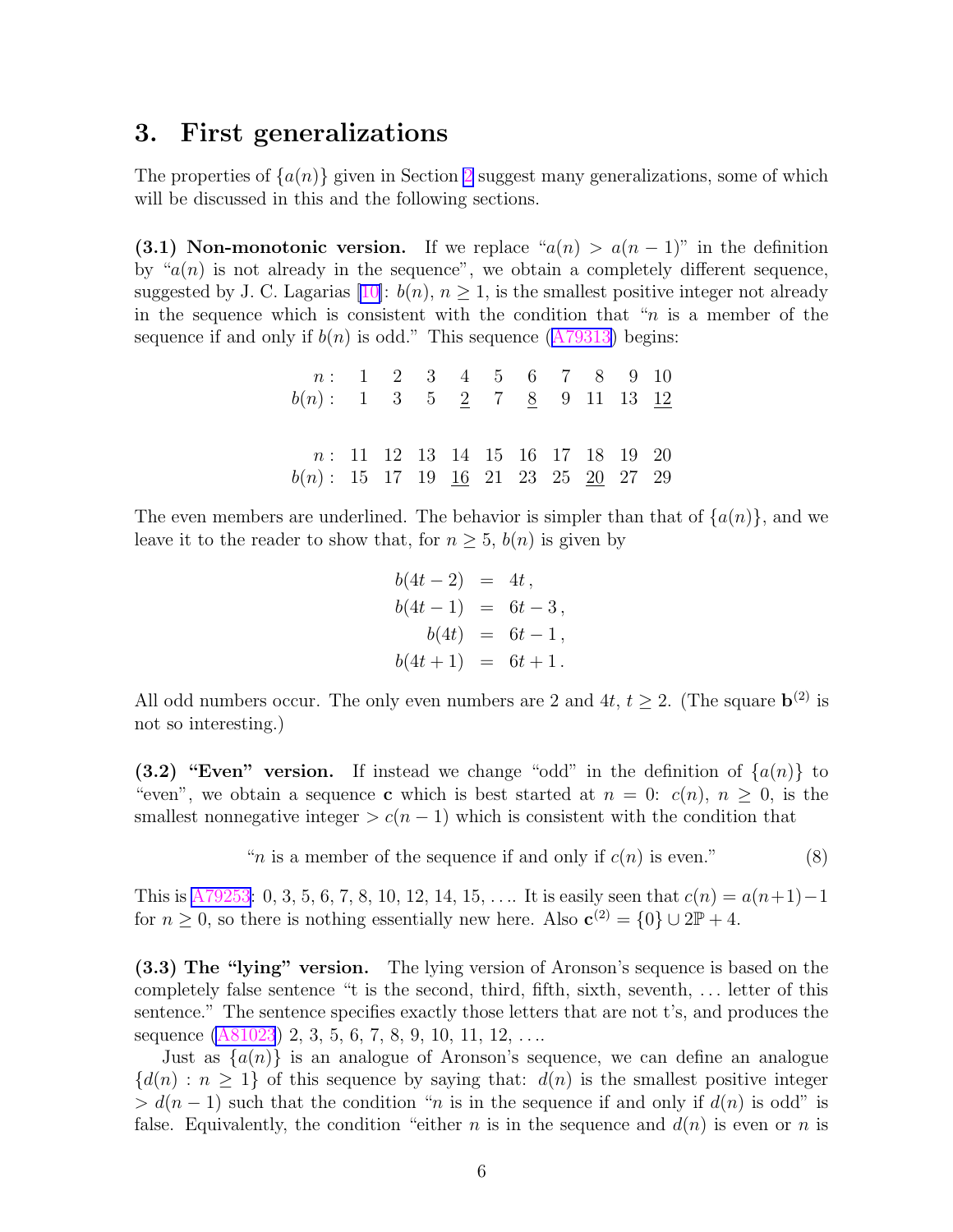## 3. First generalizations

The properties of $\{a(n)\}$ given in Section 2 suggest many generalizations, some of which will be discussed in this and the following sections.

**(3.1) Non-monotonic version.** If we replace "$a(n) > a(n-1)$" in the definition by "$a(n)$ is not already in the sequence", we obtain a completely different sequence, suggested by J. C. Lagarias [10]: $b(n)$, $n \geq 1$, is the smallest positive integer not already in the sequence which is consistent with the condition that "$n$ is a member of the sequence if and only if $b(n)$ is odd." This sequence (A79313) begins:

| | | | | | | | | | | |
|---|---|---|---|---|---|---|---|---|---|---|
| $n$: | 1 | 2 | 3 | 4 | 5 | 6 | 7 | 8 | 9 | 10 |
| $b(n)$: | 1 | 3 | 5 | $\underline{2}$ | 7 | $\underline{8}$ | 9 | 11 | 13 | $\underline{12}$ |

| | | | | | | | | | | |
|---|---|---|---|---|---|---|---|---|---|---|
| $n$: | 11 | 12 | 13 | 14 | 15 | 16 | 17 | 18 | 19 | 20 |
| $b(n)$: | 15 | 17 | 19 | $\underline{16}$ | 21 | 23 | 25 | $\underline{20}$ | 27 | 29 |

The even members are underlined. The behavior is simpler than that of $\{a(n)\}$, and we leave it to the reader to show that, for $n \geq 5$, $b(n)$ is given by

$$\begin{aligned} b(4t-2) &= 4t\,, \\ b(4t-1) &= 6t-3\,, \\ b(4t) &= 6t-1\,, \\ b(4t+1) &= 6t+1\,. \end{aligned}$$

All odd numbers occur. The only even numbers are 2 and $4t$, $t \geq 2$. (The square $\mathbf{b}^{(2)}$ is not so interesting.)

**(3.2) "Even" version.** If instead we change "odd" in the definition of $\{a(n)\}$ to "even", we obtain a sequence $\mathbf{c}$ which is best started at $n = 0$: $c(n)$, $n \geq 0$, is the smallest nonnegative integer $> c(n-1)$ which is consistent with the condition that

$$\text{"}n \text{ is a member of the sequence if and only if } c(n) \text{ is even."} \tag{8}$$

This is A79253: 0, 3, 5, 6, 7, 8, 10, 12, 14, 15, .... It is easily seen that $c(n) = a(n+1)-1$ for $n \geq 0$, so there is nothing essentially new here. Also $\mathbf{c}^{(2)} = \{0\} \cup 2\mathbb{P} + 4$.

**(3.3) The "lying" version.** The lying version of Aronson's sequence is based on the completely false sentence "t is the second, third, fifth, sixth, seventh, ... letter of this sentence." The sentence specifies exactly those letters that are not t's, and produces the sequence (A81023) 2, 3, 5, 6, 7, 8, 9, 10, 11, 12, ....

Just as $\{a(n)\}$ is an analogue of Aronson's sequence, we can define an analogue $\{d(n) : n \geq 1\}$ of this sequence by saying that: $d(n)$ is the smallest positive integer $> d(n-1)$ such that the condition "$n$ is in the sequence if and only if $d(n)$ is odd" is false. Equivalently, the condition "either $n$ is in the sequence and $d(n)$ is even or $n$ is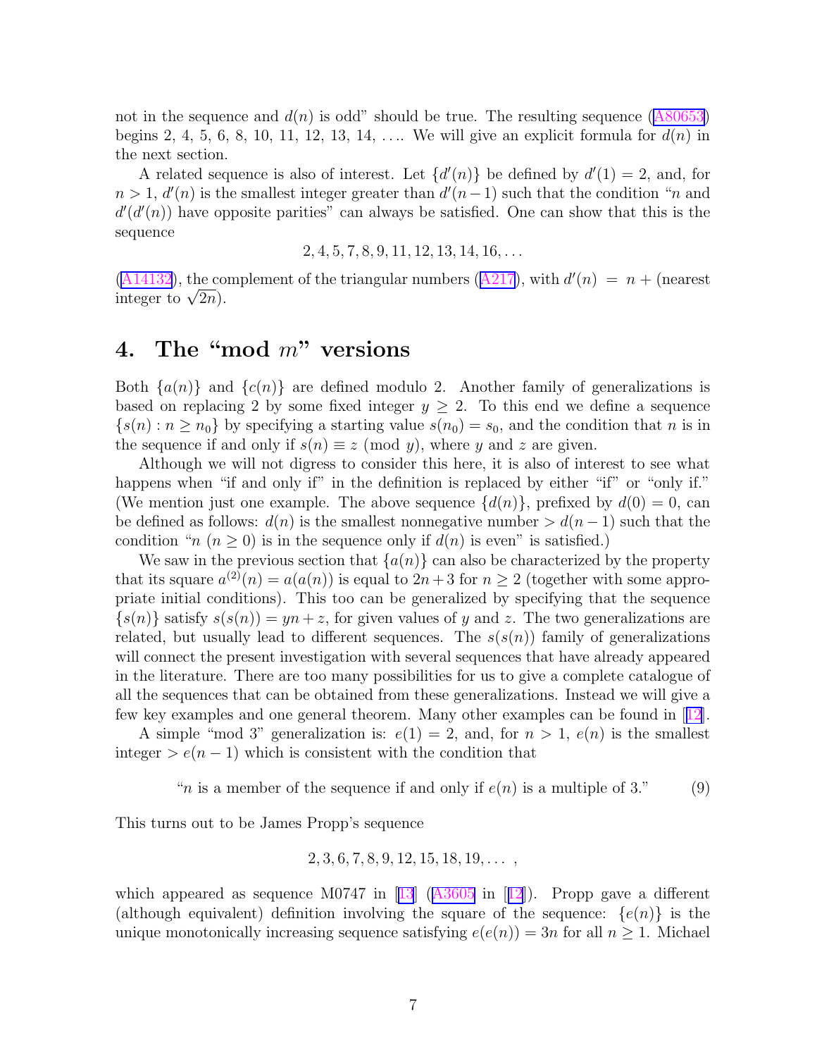not in the sequence and $d(n)$ is odd" should be true. The resulting sequence (A80653) begins 2, 4, 5, 6, 8, 10, 11, 12, 13, 14, .... We will give an explicit formula for $d(n)$ in the next section.

A related sequence is also of interest. Let $\{d'(n)\}$ be defined by $d'(1) = 2$, and, for $n > 1$, $d'(n)$ is the smallest integer greater than $d'(n-1)$ such that the condition "$n$ and $d'(d'(n))$ have opposite parities" can always be satisfied. One can show that this is the sequence

$$2, 4, 5, 7, 8, 9, 11, 12, 13, 14, 16, \ldots$$

(A14132), the complement of the triangular numbers (A217), with $d'(n) = n +$ (nearest integer to $\sqrt{2n}$).

# 4. The "mod $m$" versions

Both $\{a(n)\}$ and $\{c(n)\}$ are defined modulo 2. Another family of generalizations is based on replacing 2 by some fixed integer $y \geq 2$. To this end we define a sequence $\{s(n) : n \geq n_0\}$ by specifying a starting value $s(n_0) = s_0$, and the condition that $n$ is in the sequence if and only if $s(n) \equiv z \pmod{y}$, where $y$ and $z$ are given.

Although we will not digress to consider this here, it is also of interest to see what happens when "if and only if" in the definition is replaced by either "if" or "only if." (We mention just one example. The above sequence $\{d(n)\}$, prefixed by $d(0) = 0$, can be defined as follows: $d(n)$ is the smallest nonnegative number $> d(n-1)$ such that the condition "$n$ ($n \geq 0$) is in the sequence only if $d(n)$ is even" is satisfied.)

We saw in the previous section that $\{a(n)\}$ can also be characterized by the property that its square $a^{(2)}(n) = a(a(n))$ is equal to $2n+3$ for $n \geq 2$ (together with some appropriate initial conditions). This too can be generalized by specifying that the sequence $\{s(n)\}$ satisfy $s(s(n)) = yn + z$, for given values of $y$ and $z$. The two generalizations are related, but usually lead to different sequences. The $s(s(n))$ family of generalizations will connect the present investigation with several sequences that have already appeared in the literature. There are too many possibilities for us to give a complete catalogue of all the sequences that can be obtained from these generalizations. Instead we will give a few key examples and one general theorem. Many other examples can be found in [12].

A simple "mod 3" generalization is: $e(1) = 2$, and, for $n > 1$, $e(n)$ is the smallest integer $> e(n-1)$ which is consistent with the condition that

$$\text{"}n \text{ is a member of the sequence if and only if } e(n) \text{ is a multiple of 3."} \tag{9}$$

This turns out to be James Propp's sequence

$$2, 3, 6, 7, 8, 9, 12, 15, 18, 19, \ldots ,$$

which appeared as sequence M0747 in [13] (A3605 in [12]). Propp gave a different (although equivalent) definition involving the square of the sequence: $\{e(n)\}$ is the unique monotonically increasing sequence satisfying $e(e(n)) = 3n$ for all $n \geq 1$. Michael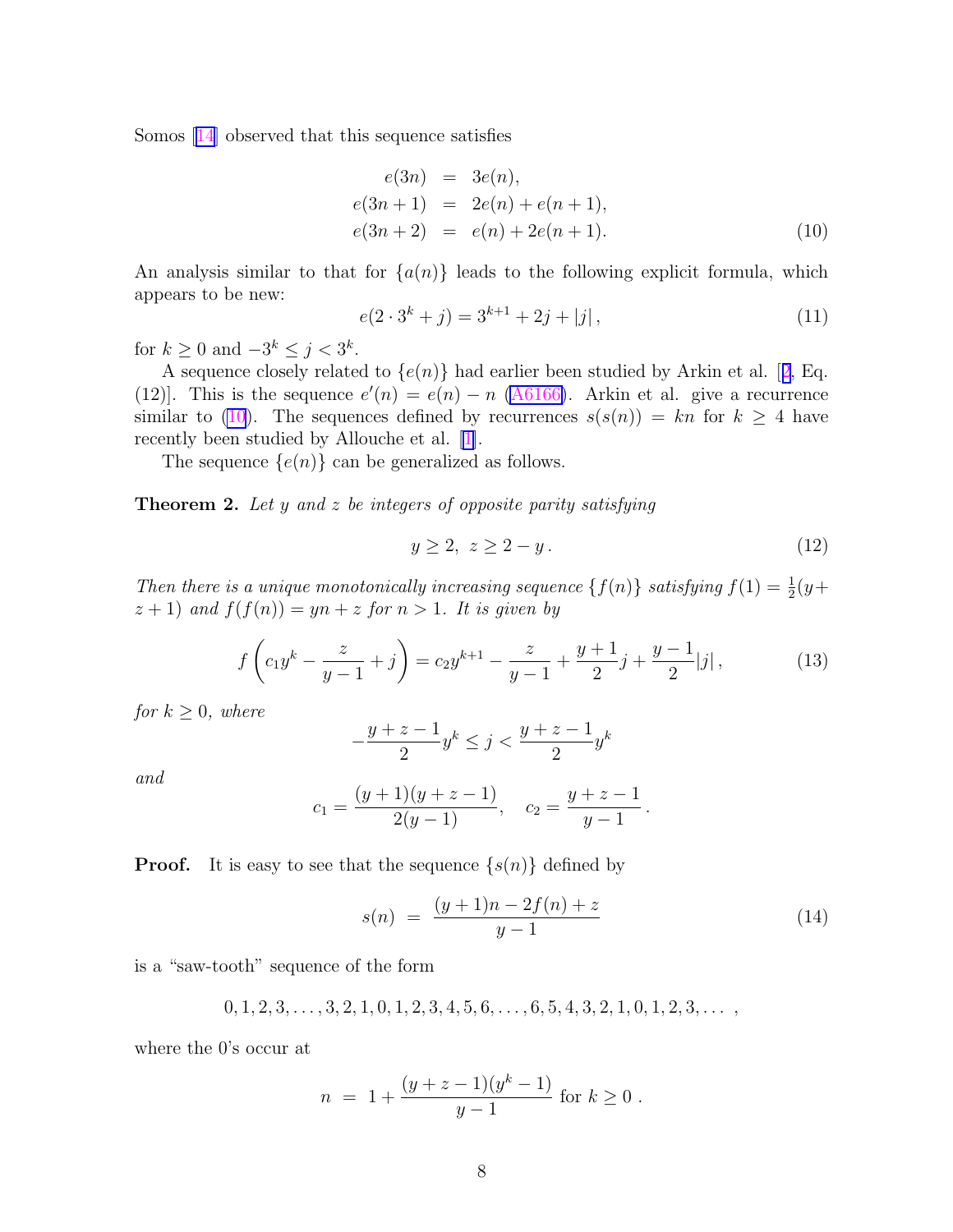Somos [14] observed that this sequence satisfies

$$
\begin{aligned}
e(3n) &= 3e(n), \\
e(3n+1) &= 2e(n) + e(n+1), \\
e(3n+2) &= e(n) + 2e(n+1).
\end{aligned} \tag{10}
$$

An analysis similar to that for $\{a(n)\}$ leads to the following explicit formula, which appears to be new:

$$
e(2 \cdot 3^k + j) = 3^{k+1} + 2j + |j| \,, \tag{11}
$$

for $k \geq 0$ and $-3^k \leq j < 3^k$.

A sequence closely related to $\{e(n)\}$ had earlier been studied by Arkin et al. [2, Eq. (12)]. This is the sequence $e'(n) = e(n) - n$ (A6166). Arkin et al. give a recurrence similar to (10). The sequences defined by recurrences $s(s(n)) = kn$ for $k \geq 4$ have recently been studied by Allouche et al. [1].

The sequence $\{e(n)\}$ can be generalized as follows.

**Theorem 2.** *Let $y$ and $z$ be integers of opposite parity satisfying*

$$
y \geq 2, \; z \geq 2 - y \,. \tag{12}
$$

*Then there is a unique monotonically increasing sequence $\{f(n)\}$ satisfying $f(1) = \frac{1}{2}(y + z + 1)$ and $f(f(n)) = yn + z$ for $n > 1$. It is given by*

$$
f\left( c_1 y^k - \frac{z}{y-1} + j \right) = c_2 y^{k+1} - \frac{z}{y-1} + \frac{y+1}{2} j + \frac{y-1}{2} |j| \,, \tag{13}
$$

*for $k \geq 0$, where*

$$
-\frac{y+z-1}{2} y^k \leq j < \frac{y+z-1}{2} y^k
$$

*and*

$$
c_1 = \frac{(y+1)(y+z-1)}{2(y-1)}, \quad c_2 = \frac{y+z-1}{y-1} \,.
$$

**Proof.** It is easy to see that the sequence $\{s(n)\}$ defined by

$$
s(n) = \frac{(y+1)n - 2f(n) + z}{y-1} \tag{14}
$$

is a "saw-tooth" sequence of the form

$$
0, 1, 2, 3, \ldots, 3, 2, 1, 0, 1, 2, 3, 4, 5, 6, \ldots, 6, 5, 4, 3, 2, 1, 0, 1, 2, 3, \ldots \;,
$$

where the 0's occur at

$$
n = 1 + \frac{(y+z-1)(y^k - 1)}{y-1} \text{ for } k \geq 0 \,.
$$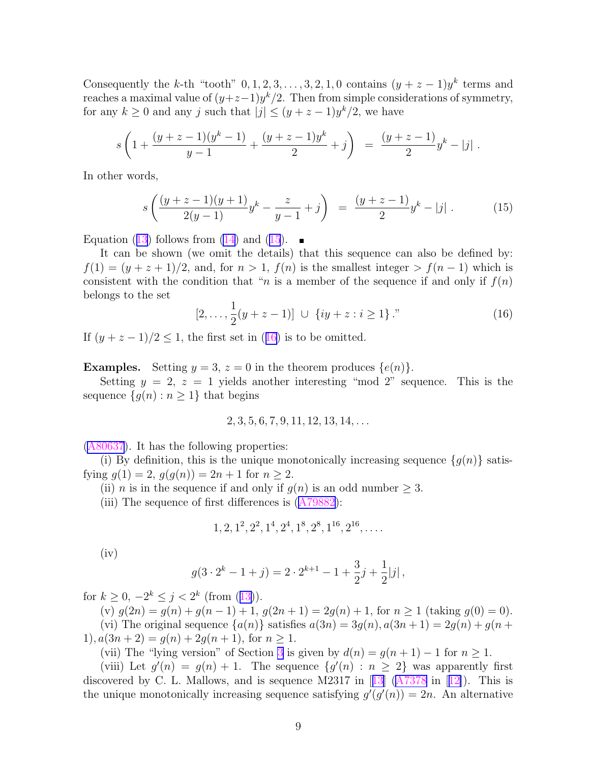Consequently the $k$-th "tooth" $0, 1, 2, 3, \ldots, 3, 2, 1, 0$ contains $(y+z-1)y^k$ terms and reaches a maximal value of $(y+z-1)y^k/2$. Then from simple considerations of symmetry, for any $k \geq 0$ and any $j$ such that $|j| \leq (y+z-1)y^k/2$, we have

$$s\left(1 + \frac{(y+z-1)(y^k-1)}{y-1} + \frac{(y+z-1)y^k}{2} + j\right) \;=\; \frac{(y+z-1)}{2}y^k - |j|\;.$$

In other words,

$$s\left(\frac{(y+z-1)(y+1)}{2(y-1)}y^k - \frac{z}{y-1} + j\right) \;=\; \frac{(y+z-1)}{2}y^k - |j|\;. \tag{15}$$

Equation (13) follows from (14) and (15). ■

It can be shown (we omit the details) that this sequence can also be defined by: $f(1) = (y+z+1)/2$, and, for $n > 1$, $f(n)$ is the smallest integer $> f(n-1)$ which is consistent with the condition that "$n$ is a member of the sequence if and only if $f(n)$ belongs to the set

$$[2, \ldots, \frac{1}{2}(y+z-1)] \;\cup\; \{iy+z : i \geq 1\}\,." \tag{16}$$

If $(y+z-1)/2 \leq 1$, the first set in (16) is to be omitted.

**Examples.** Setting $y = 3$, $z = 0$ in the theorem produces $\{e(n)\}$.

Setting $y = 2$, $z = 1$ yields another interesting "mod 2" sequence. This is the sequence $\{g(n) : n \geq 1\}$ that begins

$$2, 3, 5, 6, 7, 9, 11, 12, 13, 14, \ldots$$

(A80637). It has the following properties:

(i) By definition, this is the unique monotonically increasing sequence $\{g(n)\}$ satisfying $g(1) = 2$, $g(g(n)) = 2n+1$ for $n \geq 2$.

(ii) $n$ is in the sequence if and only if $g(n)$ is an odd number $\geq 3$.

(iii) The sequence of first differences is (A79882):

$$1, 2, 1^2, 2^2, 1^4, 2^4, 1^8, 2^8, 1^{16}, 2^{16}, \ldots.$$

(iv)

$$g(3 \cdot 2^k - 1 + j) = 2 \cdot 2^{k+1} - 1 + \frac{3}{2}j + \frac{1}{2}|j|\,,$$

for $k \geq 0$, $-2^k \leq j < 2^k$ (from (13)).

(v) $g(2n) = g(n) + g(n-1) + 1$, $g(2n+1) = 2g(n) + 1$, for $n \geq 1$ (taking $g(0) = 0$).

(vi) The original sequence $\{a(n)\}$ satisfies $a(3n) = 3g(n), a(3n+1) = 2g(n) + g(n+1), a(3n+2) = g(n) + 2g(n+1)$, for $n \geq 1$.

(vii) The "lying version" of Section 3 is given by $d(n) = g(n+1) - 1$ for $n \geq 1$.

(viii) Let $g'(n) = g(n) + 1$. The sequence $\{g'(n) : n \geq 2\}$ was apparently first discovered by C. L. Mallows, and is sequence M2317 in [13] (A7378 in [12]). This is the unique monotonically increasing sequence satisfying $g'(g'(n)) = 2n$. An alternative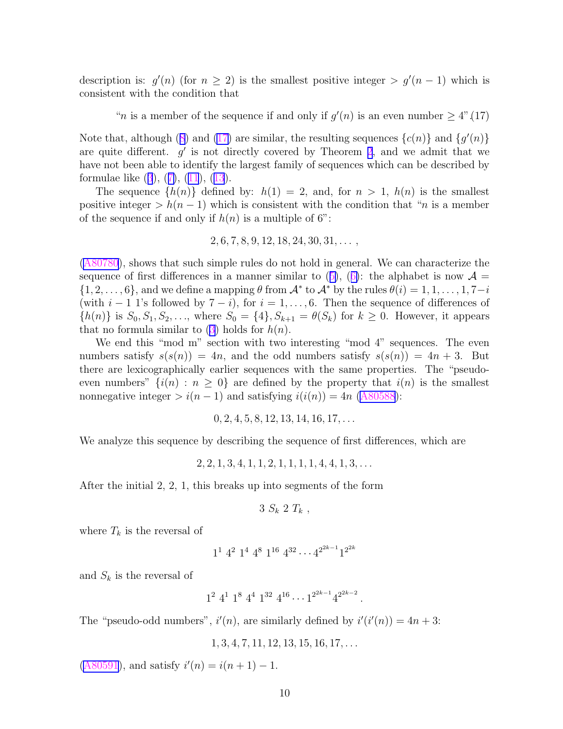description is: $g'(n)$ (for $n \geq 2$) is the smallest positive integer $> g'(n-1)$ which is consistent with the condition that

$$\text{“}n \text{ is a member of the sequence if and only if } g'(n) \text{ is an even number} \geq 4\text{”}. \quad (17)$$

Note that, although (8) and (17) are similar, the resulting sequences $\{c(n)\}$ and $\{g'(n)\}$ are quite different. $g'$ is not directly covered by Theorem 2, and we admit that we have not been able to identify the largest family of sequences which can be described by formulae like (3), (7), (11), (13).

The sequence $\{h(n)\}$ defined by: $h(1) = 2$, and, for $n > 1$, $h(n)$ is the smallest positive integer $> h(n-1)$ which is consistent with the condition that “$n$ is a member of the sequence if and only if $h(n)$ is a multiple of 6”:

$$2, 6, 7, 8, 9, 12, 18, 24, 30, 31, \ldots,$$

(A80780), shows that such simple rules do not hold in general. We can characterize the sequence of first differences in a manner similar to (5), (6): the alphabet is now $\mathcal{A} = \{1, 2, \ldots, 6\}$, and we define a mapping $\theta$ from $\mathcal{A}^*$ to $\mathcal{A}^*$ by the rules $\theta(i) = 1, 1, \ldots, 1, 7-i$ (with $i-1$ 1's followed by $7-i$), for $i = 1, \ldots, 6$. Then the sequence of differences of $\{h(n)\}$ is $S_0, S_1, S_2, \ldots$, where $S_0 = \{4\}$, $S_{k+1} = \theta(S_k)$ for $k \geq 0$. However, it appears that no formula similar to (3) holds for $h(n)$.

We end this “mod m” section with two interesting “mod 4” sequences. The even numbers satisfy $s(s(n)) = 4n$, and the odd numbers satisfy $s(s(n)) = 4n+3$. But there are lexicographically earlier sequences with the same properties. The “pseudo-even numbers” $\{i(n) : n \geq 0\}$ are defined by the property that $i(n)$ is the smallest nonnegative integer $> i(n-1)$ and satisfying $i(i(n)) = 4n$ (A80588):

$$0, 2, 4, 5, 8, 12, 13, 14, 16, 17, \ldots$$

We analyze this sequence by describing the sequence of first differences, which are

$$2, 2, 1, 3, 4, 1, 1, 2, 1, 1, 1, 1, 4, 4, 1, 3, \ldots$$

After the initial 2, 2, 1, this breaks up into segments of the form

$$3 \; S_k \; 2 \; T_k \;,$$

where $T_k$ is the reversal of

$$1^1 \; 4^2 \; 1^4 \; 4^8 \; 1^{16} \; 4^{32} \cdots 4^{2^{2k-1}} 1^{2^{2k}}$$

and $S_k$ is the reversal of

$$1^2 \; 4^1 \; 1^8 \; 4^4 \; 1^{32} \; 4^{16} \cdots 1^{2^{2k-1}} 4^{2^{2k-2}} .$$

The “pseudo-odd numbers”, $i'(n)$, are similarly defined by $i'(i'(n)) = 4n+3$:

$$1, 3, 4, 7, 11, 12, 13, 15, 16, 17, \ldots$$

(A80591), and satisfy $i'(n) = i(n+1) - 1$.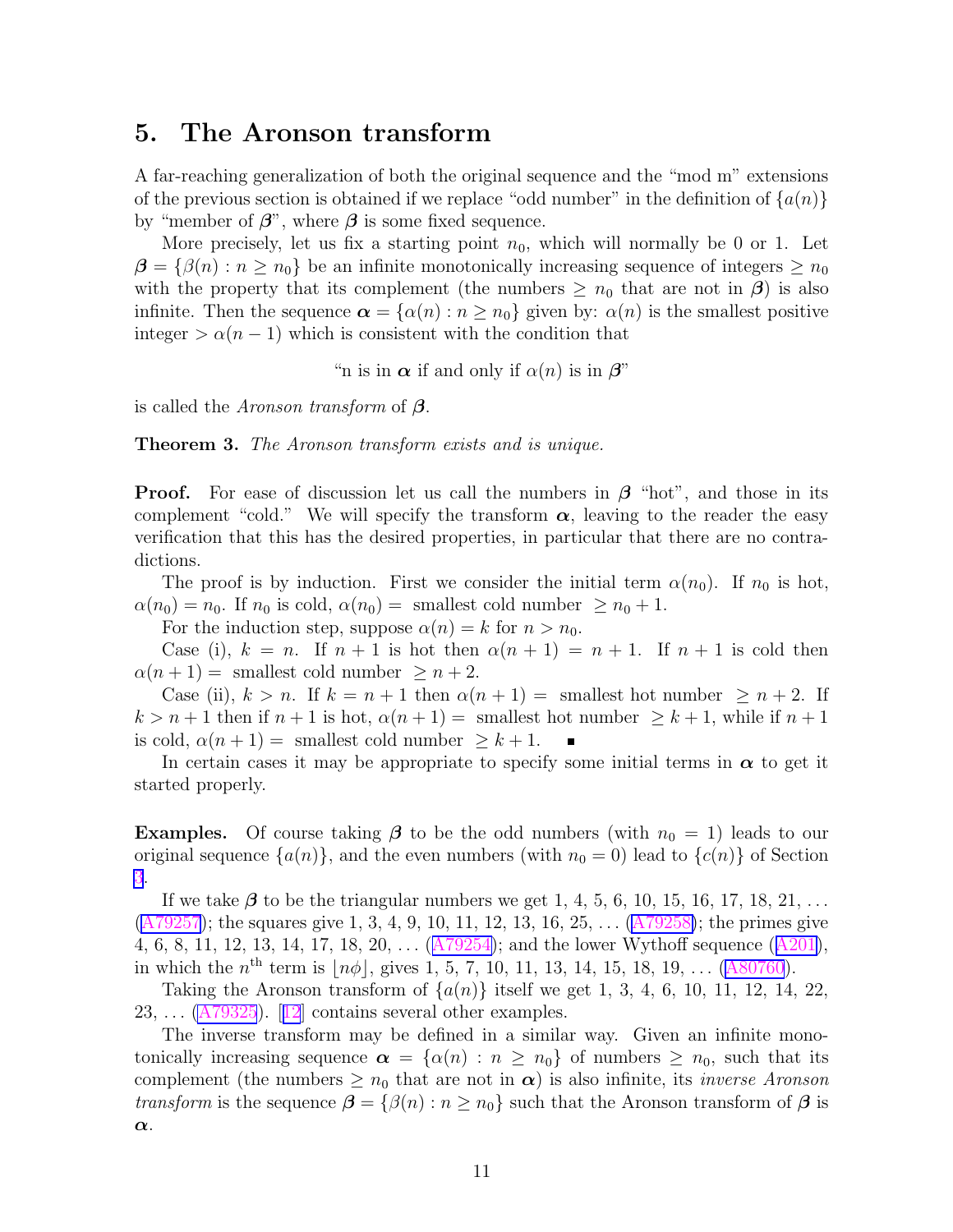## 5. The Aronson transform

A far-reaching generalization of both the original sequence and the "mod m" extensions of the previous section is obtained if we replace "odd number" in the definition of $\{a(n)\}$ by "member of $\boldsymbol{\beta}$", where $\boldsymbol{\beta}$ is some fixed sequence.

More precisely, let us fix a starting point $n_0$, which will normally be 0 or 1. Let $\boldsymbol{\beta} = \{\beta(n) : n \geq n_0\}$ be an infinite monotonically increasing sequence of integers $\geq n_0$ with the property that its complement (the numbers $\geq n_0$ that are not in $\boldsymbol{\beta}$) is also infinite. Then the sequence $\boldsymbol{\alpha} = \{\alpha(n) : n \geq n_0\}$ given by: $\alpha(n)$ is the smallest positive integer $> \alpha(n-1)$ which is consistent with the condition that

"n is in $\boldsymbol{\alpha}$ if and only if $\alpha(n)$ is in $\boldsymbol{\beta}$"

is called the *Aronson transform* of $\boldsymbol{\beta}$.

**Theorem 3.** *The Aronson transform exists and is unique.*

**Proof.** For ease of discussion let us call the numbers in $\boldsymbol{\beta}$ "hot", and those in its complement "cold." We will specify the transform $\boldsymbol{\alpha}$, leaving to the reader the easy verification that this has the desired properties, in particular that there are no contradictions.

The proof is by induction. First we consider the initial term $\alpha(n_0)$. If $n_0$ is hot, $\alpha(n_0) = n_0$. If $n_0$ is cold, $\alpha(n_0) =$ smallest cold number $\geq n_0 + 1$.

For the induction step, suppose $\alpha(n) = k$ for $n > n_0$.

Case (i), $k = n$. If $n+1$ is hot then $\alpha(n+1) = n+1$. If $n+1$ is cold then $\alpha(n+1) =$ smallest cold number $\geq n+2$.

Case (ii), $k > n$. If $k = n+1$ then $\alpha(n+1) =$ smallest hot number $\geq n+2$. If $k > n+1$ then if $n+1$ is hot, $\alpha(n+1) =$ smallest hot number $\geq k+1$, while if $n+1$ is cold, $\alpha(n+1) =$ smallest cold number $\geq k+1$. ∎

In certain cases it may be appropriate to specify some initial terms in $\boldsymbol{\alpha}$ to get it started properly.

**Examples.** Of course taking $\boldsymbol{\beta}$ to be the odd numbers (with $n_0 = 1$) leads to our original sequence $\{a(n)\}$, and the even numbers (with $n_0 = 0$) lead to $\{c(n)\}$ of Section 3.

If we take $\boldsymbol{\beta}$ to be the triangular numbers we get 1, 4, 5, 6, 10, 15, 16, 17, 18, 21, ... (A79257); the squares give 1, 3, 4, 9, 10, 11, 12, 13, 16, 25, ... (A79258); the primes give 4, 6, 8, 11, 12, 13, 14, 17, 18, 20, ... (A79254); and the lower Wythoff sequence (A201), in which the $n^{\text{th}}$ term is $\lfloor n\phi \rfloor$, gives 1, 5, 7, 10, 11, 13, 14, 15, 18, 19, ... (A80760).

Taking the Aronson transform of $\{a(n)\}$ itself we get 1, 3, 4, 6, 10, 11, 12, 14, 22, 23, ... (A79325). [12] contains several other examples.

The inverse transform may be defined in a similar way. Given an infinite monotonically increasing sequence $\boldsymbol{\alpha} = \{\alpha(n) : n \geq n_0\}$ of numbers $\geq n_0$, such that its complement (the numbers $\geq n_0$ that are not in $\boldsymbol{\alpha}$) is also infinite, its *inverse Aronson transform* is the sequence $\boldsymbol{\beta} = \{\beta(n) : n \geq n_0\}$ such that the Aronson transform of $\boldsymbol{\beta}$ is $\boldsymbol{\alpha}$.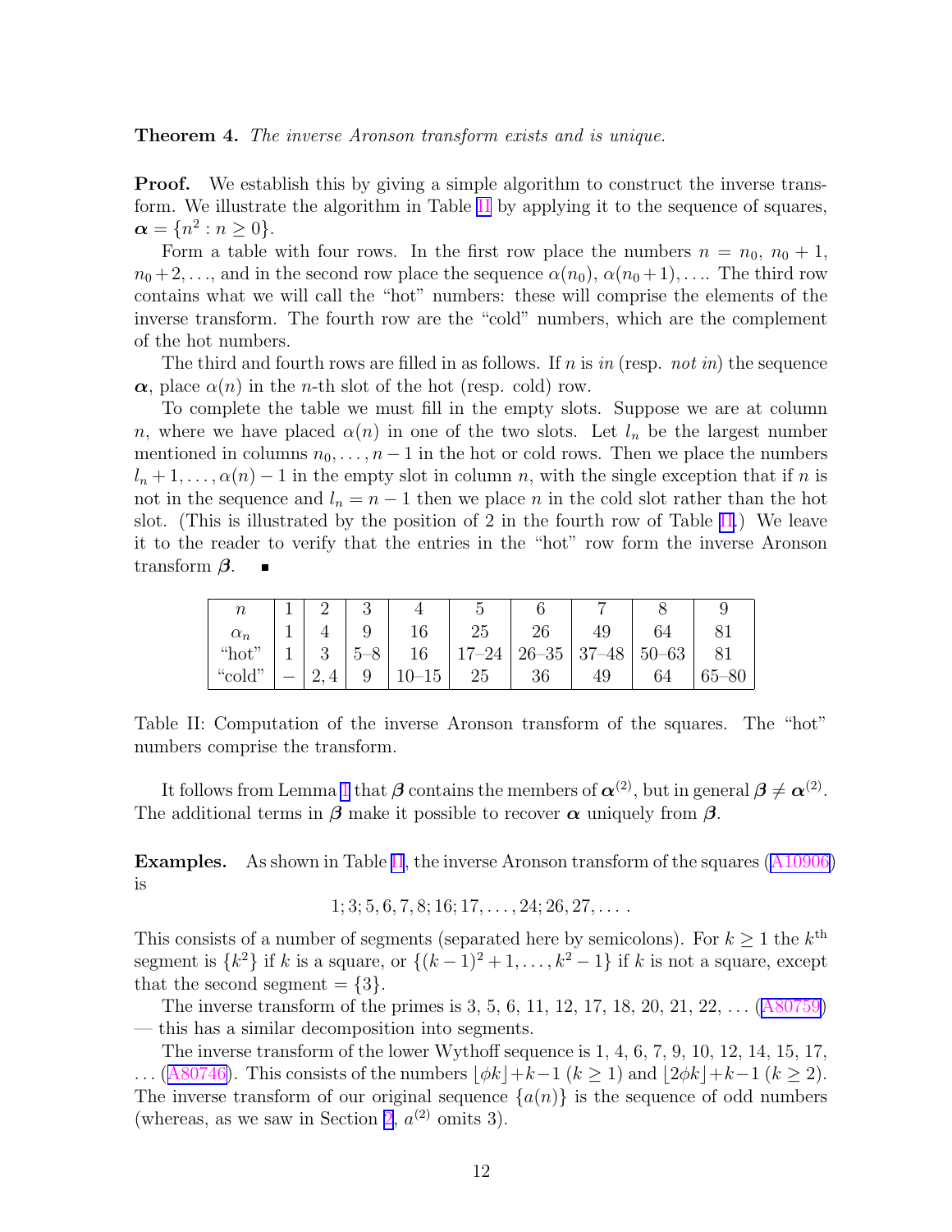**Theorem 4.** *The inverse Aronson transform exists and is unique.*

**Proof.** We establish this by giving a simple algorithm to construct the inverse transform. We illustrate the algorithm in Table II by applying it to the sequence of squares, $\boldsymbol{\alpha} = \{n^2 : n \geq 0\}$.

Form a table with four rows. In the first row place the numbers $n = n_0$, $n_0 + 1$, $n_0 + 2, \ldots$, and in the second row place the sequence $\alpha(n_0)$, $\alpha(n_0+1), \ldots$. The third row contains what we will call the "hot" numbers: these will comprise the elements of the inverse transform. The fourth row are the "cold" numbers, which are the complement of the hot numbers.

The third and fourth rows are filled in as follows. If $n$ is *in* (resp. *not in*) the sequence $\boldsymbol{\alpha}$, place $\alpha(n)$ in the $n$-th slot of the hot (resp. cold) row.

To complete the table we must fill in the empty slots. Suppose we are at column $n$, where we have placed $\alpha(n)$ in one of the two slots. Let $l_n$ be the largest number mentioned in columns $n_0, \ldots, n-1$ in the hot or cold rows. Then we place the numbers $l_n + 1, \ldots, \alpha(n) - 1$ in the empty slot in column $n$, with the single exception that if $n$ is not in the sequence and $l_n = n - 1$ then we place $n$ in the cold slot rather than the hot slot. (This is illustrated by the position of 2 in the fourth row of Table II.) We leave it to the reader to verify that the entries in the "hot" row form the inverse Aronson transform $\boldsymbol{\beta}$. ∎

| $n$ | 1 | 2 | 3 | 4 | 5 | 6 | 7 | 8 | 9 |
|---|---|---|---|---|---|---|---|---|---|
| $\alpha_n$ | 1 | 4 | 9 | 16 | 25 | 26 | 49 | 64 | 81 |
| "hot" | 1 | 3 | 5–8 | 16 | 17–24 | 26–35 | 37–48 | 50–63 | 81 |
| "cold" | – | 2, 4 | 9 | 10–15 | 25 | 36 | 49 | 64 | 65–80 |

Table II: Computation of the inverse Aronson transform of the squares. The "hot" numbers comprise the transform.

It follows from Lemma 1 that $\boldsymbol{\beta}$ contains the members of $\boldsymbol{\alpha}^{(2)}$, but in general $\boldsymbol{\beta} \neq \boldsymbol{\alpha}^{(2)}$. The additional terms in $\boldsymbol{\beta}$ make it possible to recover $\boldsymbol{\alpha}$ uniquely from $\boldsymbol{\beta}$.

**Examples.** As shown in Table II, the inverse Aronson transform of the squares (A10906) is

$$1; 3; 5, 6, 7, 8; 16; 17, \ldots, 24; 26, 27, \ldots .$$

This consists of a number of segments (separated here by semicolons). For $k \geq 1$ the $k^{\text{th}}$ segment is $\{k^2\}$ if $k$ is a square, or $\{(k-1)^2 + 1, \ldots, k^2 - 1\}$ if $k$ is not a square, except that the second segment $= \{3\}$.

The inverse transform of the primes is 3, 5, 6, 11, 12, 17, 18, 20, 21, 22, ... (A80759) — this has a similar decomposition into segments.

The inverse transform of the lower Wythoff sequence is 1, 4, 6, 7, 9, 10, 12, 14, 15, 17, ... (A80746). This consists of the numbers $\lfloor \phi k \rfloor + k - 1$ ($k \geq 1$) and $\lfloor 2\phi k \rfloor + k - 1$ ($k \geq 2$). The inverse transform of our original sequence $\{a(n)\}$ is the sequence of odd numbers (whereas, as we saw in Section 2, $a^{(2)}$ omits 3).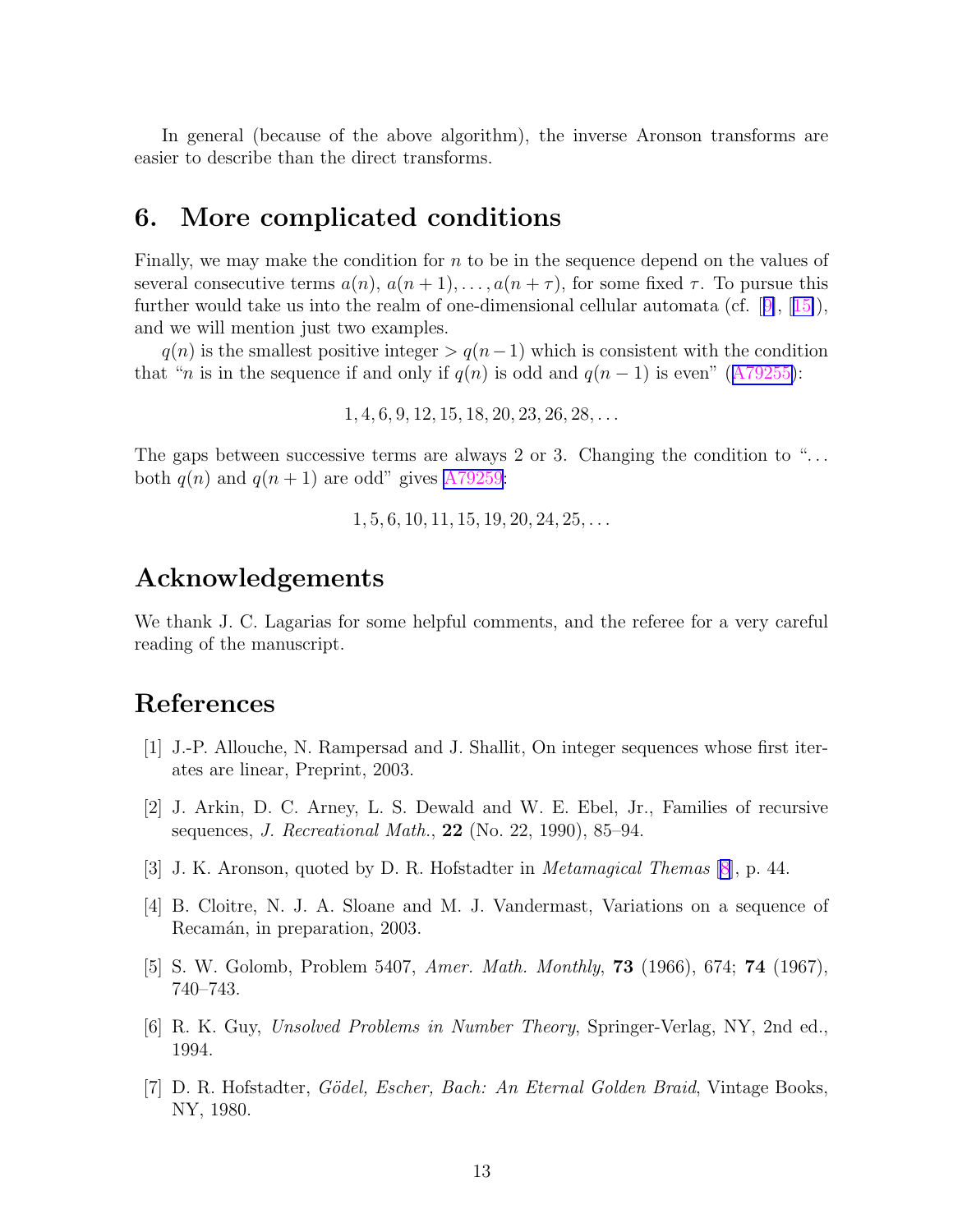In general (because of the above algorithm), the inverse Aronson transforms are easier to describe than the direct transforms.

## 6. More complicated conditions

Finally, we may make the condition for $n$ to be in the sequence depend on the values of several consecutive terms $a(n), a(n+1), \ldots, a(n+\tau)$, for some fixed $\tau$. To pursue this further would take us into the realm of one-dimensional cellular automata (cf. [9], [15]), and we will mention just two examples.

$q(n)$ is the smallest positive integer $> q(n-1)$ which is consistent with the condition that "$n$ is in the sequence if and only if $q(n)$ is odd and $q(n-1)$ is even" (A79255):

$$1, 4, 6, 9, 12, 15, 18, 20, 23, 26, 28, \ldots$$

The gaps between successive terms are always 2 or 3. Changing the condition to "... both $q(n)$ and $q(n+1)$ are odd" gives A79259:

$$1, 5, 6, 10, 11, 15, 19, 20, 24, 25, \ldots$$

## Acknowledgements

We thank J. C. Lagarias for some helpful comments, and the referee for a very careful reading of the manuscript.

## References

[1] J.-P. Allouche, N. Rampersad and J. Shallit, On integer sequences whose first iterates are linear, Preprint, 2003.

[2] J. Arkin, D. C. Arney, L. S. Dewald and W. E. Ebel, Jr., Families of recursive sequences, *J. Recreational Math.*, **22** (No. 22, 1990), 85–94.

[3] J. K. Aronson, quoted by D. R. Hofstadter in *Metamagical Themas* [8], p. 44.

[4] B. Cloitre, N. J. A. Sloane and M. J. Vandermast, Variations on a sequence of Recamán, in preparation, 2003.

[5] S. W. Golomb, Problem 5407, *Amer. Math. Monthly*, **73** (1966), 674; **74** (1967), 740–743.

[6] R. K. Guy, *Unsolved Problems in Number Theory*, Springer-Verlag, NY, 2nd ed., 1994.

[7] D. R. Hofstadter, *Gödel, Escher, Bach: An Eternal Golden Braid*, Vintage Books, NY, 1980.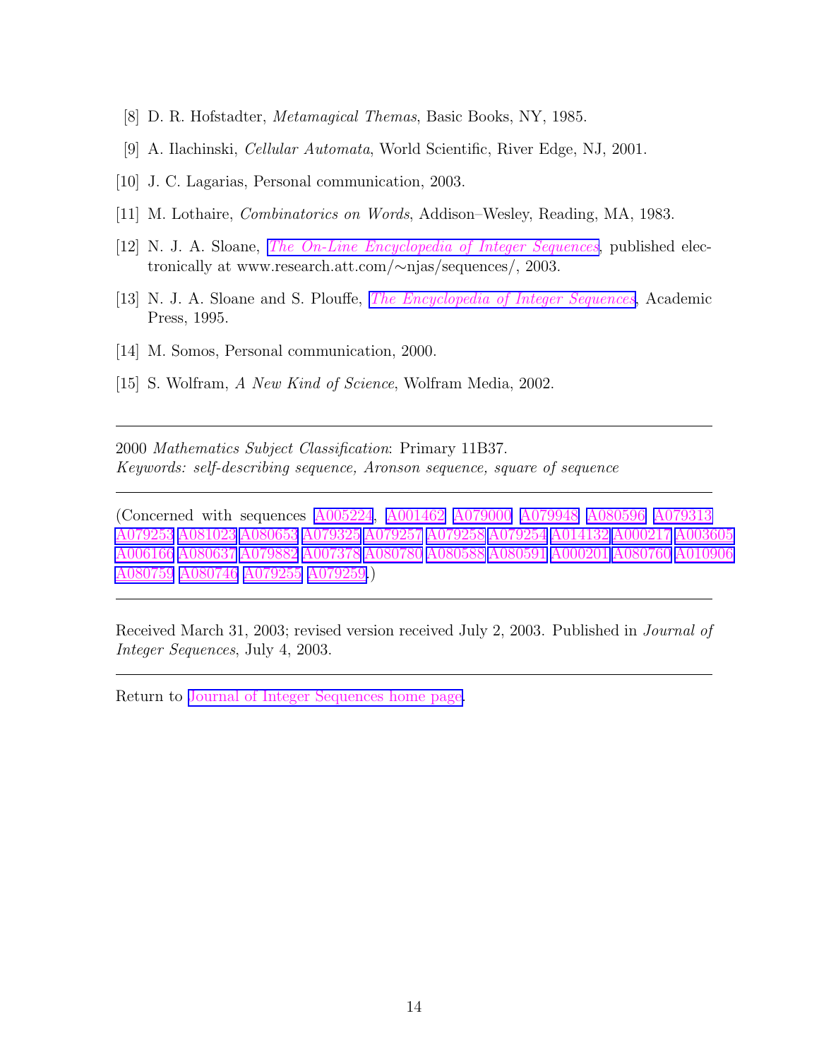[8] D. R. Hofstadter, *Metamagical Themas*, Basic Books, NY, 1985.

[9] A. Ilachinski, *Cellular Automata*, World Scientific, River Edge, NJ, 2001.

[10] J. C. Lagarias, Personal communication, 2003.

[11] M. Lothaire, *Combinatorics on Words*, Addison–Wesley, Reading, MA, 1983.

[12] N. J. A. Sloane, *The On-Line Encyclopedia of Integer Sequences*, published electronically at www.research.att.com/∼njas/sequences/, 2003.

[13] N. J. A. Sloane and S. Plouffe, *The Encyclopedia of Integer Sequences*, Academic Press, 1995.

[14] M. Somos, Personal communication, 2000.

[15] S. Wolfram, *A New Kind of Science*, Wolfram Media, 2002.

---

2000 *Mathematics Subject Classification*: Primary 11B37.
*Keywords: self-describing sequence, Aronson sequence, square of sequence*

---

(Concerned with sequences A005224, A001462 A079000 A079948 A080596 A079313 A079253 A081023 A080653 A079325 A079257 A079258 A079254 A014132 A000217 A003605 A006166 A080637 A079882 A007378 A080780 A080588 A080591 A000201 A080760 A010906 A080759 A080746 A079255 A079259.)

---

Received March 31, 2003; revised version received July 2, 2003. Published in *Journal of Integer Sequences*, July 4, 2003.

---

Return to Journal of Integer Sequences home page.